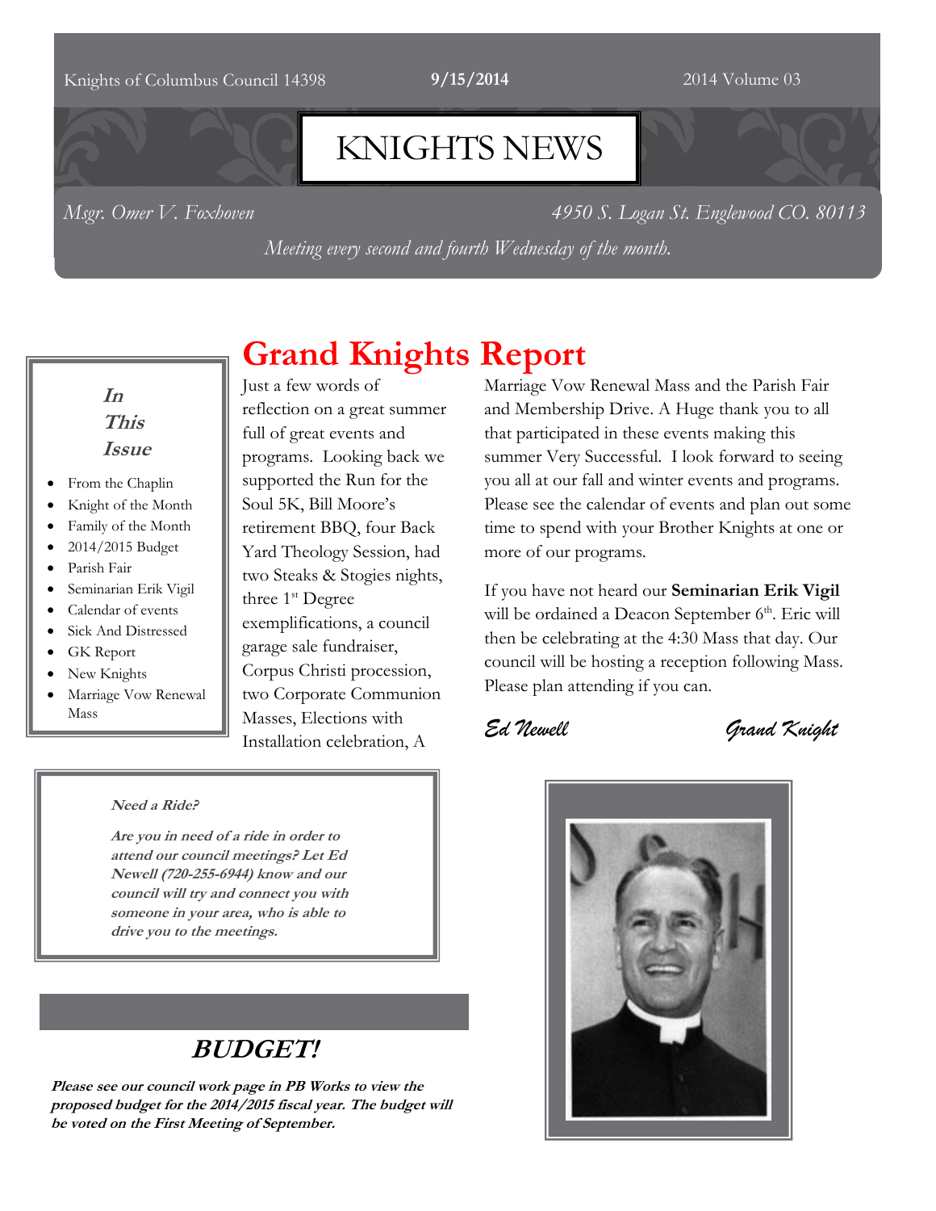Knights of Columbus Council 14398 **9/15/2014** 2014 Volume 03

# KNIGHTS NEWS

*Msgr. Omer V. Foxhoven* *4950 S. Logan St. Englewood CO. 80113*

*Meeting every second and fourth Wednesday of the month.*

***In This Issue***

- From the Chaplin
- Knight of the Month
- Family of the Month
- 2014/2015 Budget
- Parish Fair
- Seminarian Erik Vigil
- Calendar of events
- Sick And Distressed
- GK Report
- New Knights
- Marriage Vow Renewal Mass

## Grand Knights Report

Just a few words of reflection on a great summer full of great events and programs. Looking back we supported the Run for the Soul 5K, Bill Moore's retirement BBQ, four Back Yard Theology Session, had two Steaks & Stogies nights, three 1st Degree exemplifications, a council garage sale fundraiser, Corpus Christi procession, two Corporate Communion Masses, Elections with Installation celebration, A Marriage Vow Renewal Mass and the Parish Fair and Membership Drive. A Huge thank you to all that participated in these events making this summer Very Successful. I look forward to seeing you all at our fall and winter events and programs. Please see the calendar of events and plan out some time to spend with your Brother Knights at one or more of our programs.

If you have not heard our **Seminarian Erik Vigil** will be ordained a Deacon September 6th. Eric will then be celebrating at the 4:30 Mass that day. Our council will be hosting a reception following Mass. Please plan attending if you can.

*Ed Newell* *Grand Knight*

***Need a Ride?***

***Are you in need of a ride in order to attend our council meetings? Let Ed Newell (720-255-6944) know and our council will try and connect you with someone in your area, who is able to drive you to the meetings.***

## *BUDGET!*

***Please see our council work page in PB Works to view the proposed budget for the 2014/2015 fiscal year. The budget will be voted on the First Meeting of September.***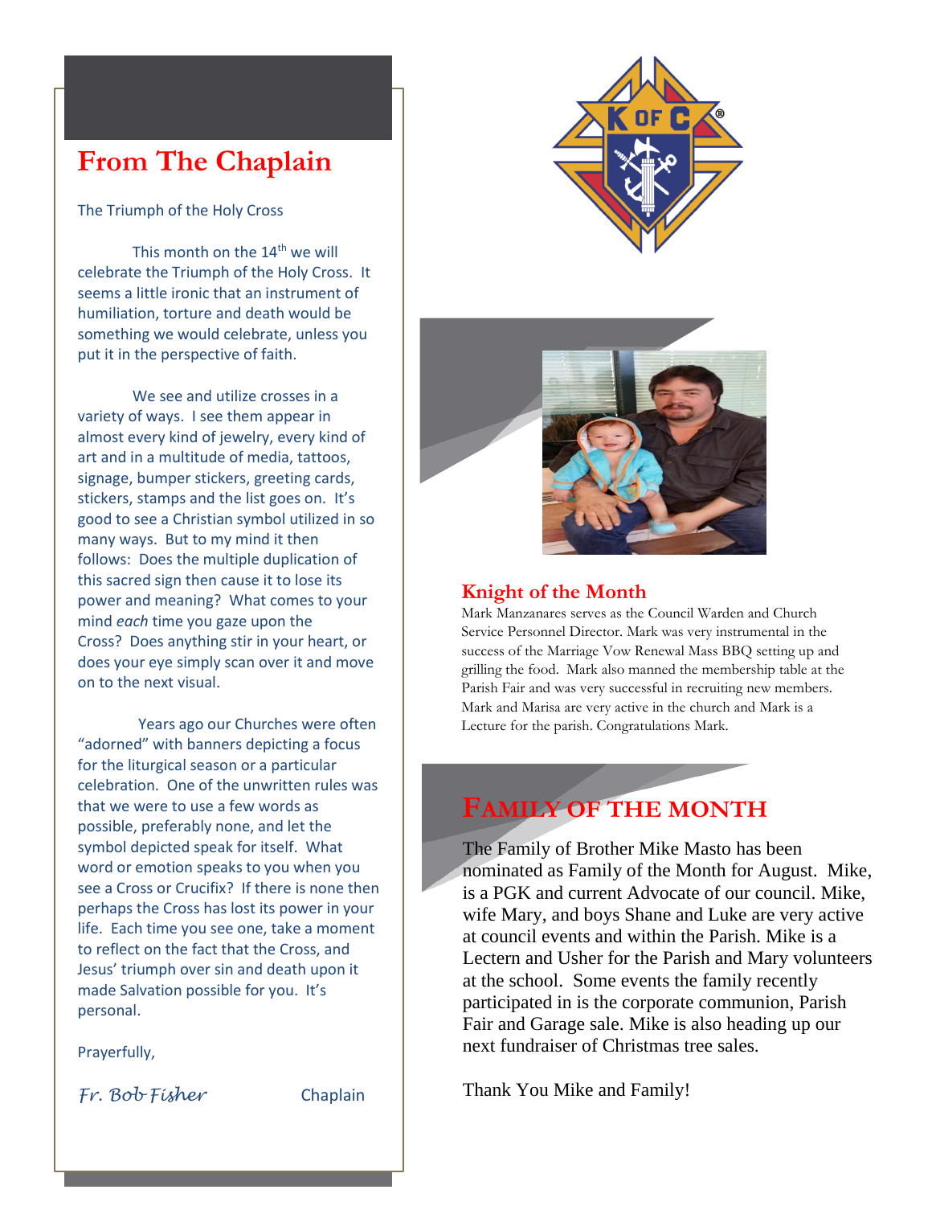## From The Chaplain

The Triumph of the Holy Cross

This month on the 14th we will celebrate the Triumph of the Holy Cross. It seems a little ironic that an instrument of humiliation, torture and death would be something we would celebrate, unless you put it in the perspective of faith.

We see and utilize crosses in a variety of ways. I see them appear in almost every kind of jewelry, every kind of art and in a multitude of media, tattoos, signage, bumper stickers, greeting cards, stickers, stamps and the list goes on. It's good to see a Christian symbol utilized in so many ways. But to my mind it then follows: Does the multiple duplication of this sacred sign then cause it to lose its power and meaning? What comes to your mind *each* time you gaze upon the Cross? Does anything stir in your heart, or does your eye simply scan over it and move on to the next visual.

Years ago our Churches were often "adorned" with banners depicting a focus for the liturgical season or a particular celebration. One of the unwritten rules was that we were to use a few words as possible, preferably none, and let the symbol depicted speak for itself. What word or emotion speaks to you when you see a Cross or Crucifix? If there is none then perhaps the Cross has lost its power in your life. Each time you see one, take a moment to reflect on the fact that the Cross, and Jesus' triumph over sin and death upon it made Salvation possible for you. It's personal.

Prayerfully,

*Fr. Bob Fisher* Chaplain

## Knight of the Month

Mark Manzanares serves as the Council Warden and Church Service Personnel Director. Mark was very instrumental in the success of the Marriage Vow Renewal Mass BBQ setting up and grilling the food. Mark also manned the membership table at the Parish Fair and was very successful in recruiting new members. Mark and Marisa are very active in the church and Mark is a Lecture for the parish. Congratulations Mark.

## Family of the Month

The Family of Brother Mike Masto has been nominated as Family of the Month for August. Mike, is a PGK and current Advocate of our council. Mike, wife Mary, and boys Shane and Luke are very active at council events and within the Parish. Mike is a Lectern and Usher for the Parish and Mary volunteers at the school. Some events the family recently participated in is the corporate communion, Parish Fair and Garage sale. Mike is also heading up our next fundraiser of Christmas tree sales.

Thank You Mike and Family!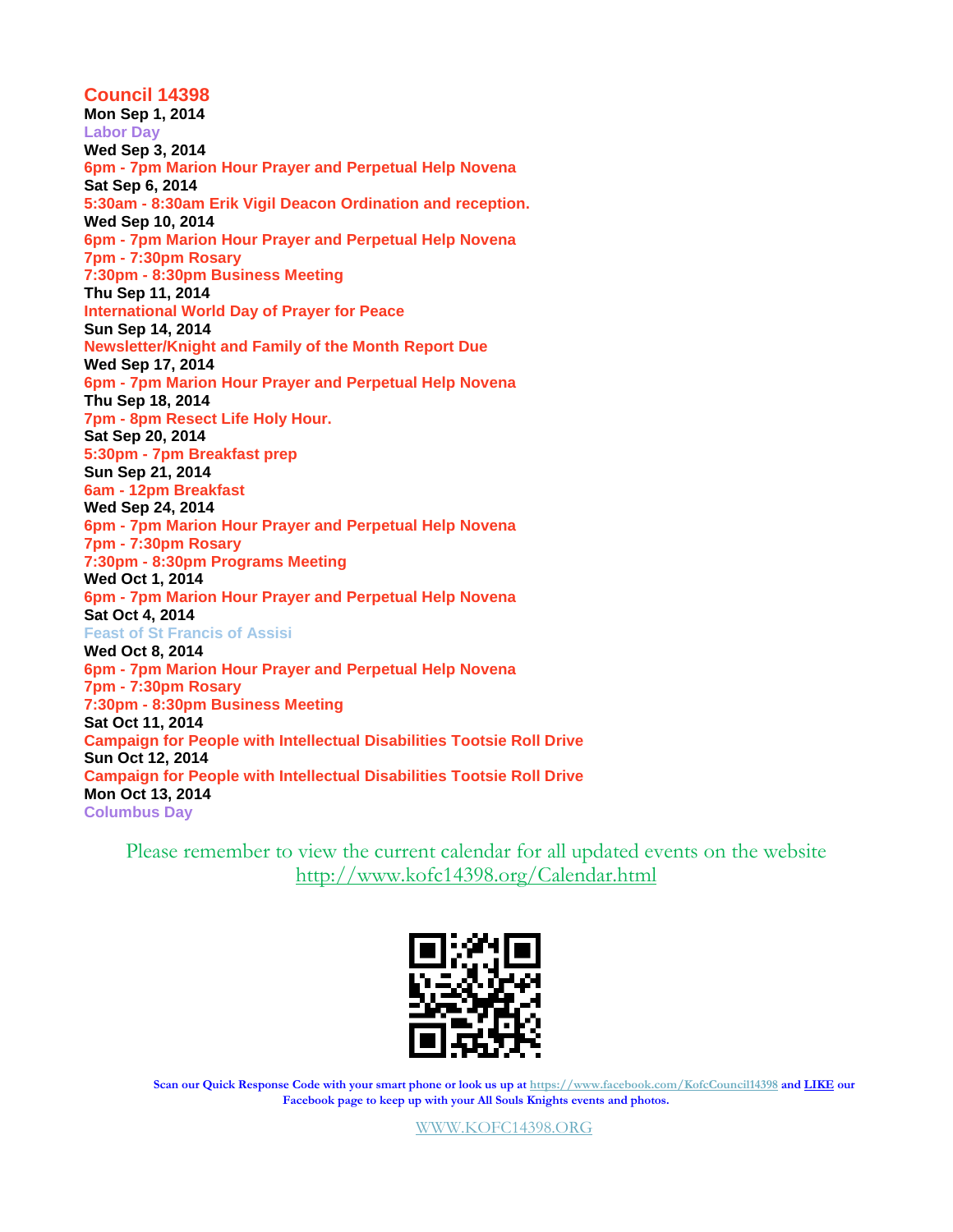## Council 14398

**Mon Sep 1, 2014**
**Labor Day**

**Wed Sep 3, 2014**
**6pm - 7pm Marion Hour Prayer and Perpetual Help Novena**

**Sat Sep 6, 2014**
**5:30am - 8:30am Erik Vigil Deacon Ordination and reception.**

**Wed Sep 10, 2014**
**6pm - 7pm Marion Hour Prayer and Perpetual Help Novena**
**7pm - 7:30pm Rosary**
**7:30pm - 8:30pm Business Meeting**

**Thu Sep 11, 2014**
**International World Day of Prayer for Peace**

**Sun Sep 14, 2014**
**Newsletter/Knight and Family of the Month Report Due**

**Wed Sep 17, 2014**
**6pm - 7pm Marion Hour Prayer and Perpetual Help Novena**

**Thu Sep 18, 2014**
**7pm - 8pm Resect Life Holy Hour.**

**Sat Sep 20, 2014**
**5:30pm - 7pm Breakfast prep**

**Sun Sep 21, 2014**
**6am - 12pm Breakfast**

**Wed Sep 24, 2014**
**6pm - 7pm Marion Hour Prayer and Perpetual Help Novena**
**7pm - 7:30pm Rosary**
**7:30pm - 8:30pm Programs Meeting**

**Wed Oct 1, 2014**
**6pm - 7pm Marion Hour Prayer and Perpetual Help Novena**

**Sat Oct 4, 2014**
**Feast of St Francis of Assisi**

**Wed Oct 8, 2014**
**6pm - 7pm Marion Hour Prayer and Perpetual Help Novena**
**7pm - 7:30pm Rosary**
**7:30pm - 8:30pm Business Meeting**

**Sat Oct 11, 2014**
**Campaign for People with Intellectual Disabilities Tootsie Roll Drive**

**Sun Oct 12, 2014**
**Campaign for People with Intellectual Disabilities Tootsie Roll Drive**

**Mon Oct 13, 2014**
**Columbus Day**

Please remember to view the current calendar for all updated events on the website
http://www.kofc14398.org/Calendar.html

**Scan our Quick Response Code with your smart phone or look us up at https://www.facebook.com/KofcCouncil14398 and LIKE our Facebook page to keep up with your All Souls Knights events and photos.**

WWW.KOFC14398.ORG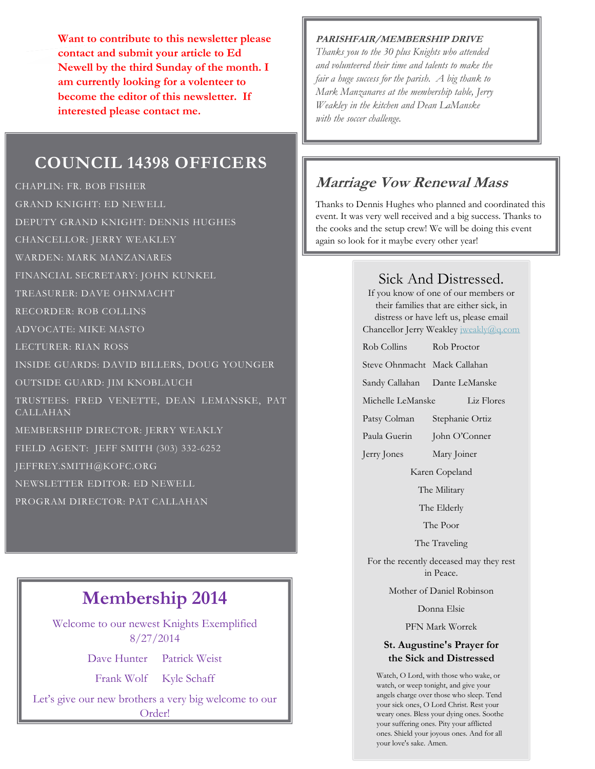**Want to contribute to this newsletter please contact and submit your article to Ed Newell by the third Sunday of the month. I am currently looking for a volenteer to become the editor of this newsletter. If interested please contact me.**

## COUNCIL 14398 OFFICERS

CHAPLIN: FR. BOB FISHER

GRAND KNIGHT: ED NEWELL

DEPUTY GRAND KNIGHT: DENNIS HUGHES

CHANCELLOR: JERRY WEAKLEY

WARDEN: MARK MANZANARES

FINANCIAL SECRETARY: JOHN KUNKEL

TREASURER: DAVE OHNMACHT

RECORDER: ROB COLLINS

ADVOCATE: MIKE MASTO

LECTURER: RIAN ROSS

INSIDE GUARDS: DAVID BILLERS, DOUG YOUNGER

OUTSIDE GUARD: JIM KNOBLAUCH

TRUSTEES: FRED VENETTE, DEAN LEMANSKE, PAT CALLAHAN

MEMBERSHIP DIRECTOR: JERRY WEAKLY

FIELD AGENT: JEFF SMITH (303) 332-6252

JEFFREY.SMITH@KOFC.ORG

NEWSLETTER EDITOR: ED NEWELL

PROGRAM DIRECTOR: PAT CALLAHAN

## Membership 2014

Welcome to our newest Knights Exemplified 8/27/2014

Dave Hunter    Patrick Weist

Frank Wolf    Kyle Schaff

Let's give our new brothers a very big welcome to our Order!

***PARISHFAIR/MEMBERSHIP DRIVE***

*Thanks you to the 30 plus Knights who attended and volunteered their time and talents to make the fair a huge success for the parish. A big thank to Mark Manzanares at the membership table, Jerry Weakley in the kitchen and Dean LaManske with the soccer challenge.*

## *Marriage Vow Renewal Mass*

Thanks to Dennis Hughes who planned and coordinated this event. It was very well received and a big success. Thanks to the cooks and the setup crew! We will be doing this event again so look for it maybe every other year!

## Sick And Distressed.

If you know of one of our members or their families that are either sick, in distress or have left us, please email Chancellor Jerry Weakley jweakly@q.com

Rob Collins    Rob Proctor

Steve Ohnmacht    Mack Callahan

Sandy Callahan    Dante LeManske

Michelle LeManske    Liz Flores

Patsy Colman    Stephanie Ortiz

Paula Guerin    John O'Conner

Jerry Jones    Mary Joiner

Karen Copeland

The Military

The Elderly

The Poor

The Traveling

For the recently deceased may they rest in Peace.

Mother of Daniel Robinson

Donna Elsie

PFN Mark Worrek

**St. Augustine's Prayer for the Sick and Distressed**

Watch, O Lord, with those who wake, or watch, or weep tonight, and give your angels charge over those who sleep. Tend your sick ones, O Lord Christ. Rest your weary ones. Bless your dying ones. Soothe your suffering ones. Pity your afflicted ones. Shield your joyous ones. And for all your love's sake. Amen.